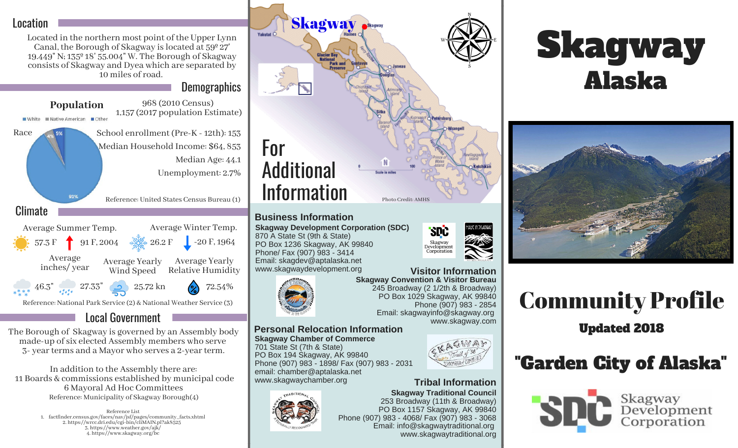## Location

Located in the northern most point of the Upper Lynn Canal, the Borough of Skagway is located at 59º 27' 19.449" N; 135º 18' 55.004" W. The Borough of Skagway consists of Skagway and Dyea which are separated by 10 miles of road.

## Demographics

**Population**

968 (2010 Census)
1,157 (2017 population Estimate)

Race: White 91%, Native American 4%, Other 5%

School enrollment (Pre-K - 12th): 153

Median Household Income: $64, 853

Median Age: 44.1

Unemployment: 2.7%

Reference: United States Census Bureau (1)

## Climate

Average Summer Temp. 57.3 F — 91 F, 2004

Average Winter Temp. 26.2 F — -20 F, 1964

Average inches/ year: 46.3" (snow), 27.33" (rain)

Average Yearly Wind Speed: 25.72 kn

Average Yearly Relative Humidity: 72.54%

Reference: National Park Service (2) & National Weather Service (3)

## Local Government

The Borough of Skagway is governed by an Assembly body made-up of six elected Assembly members who serve 3- year terms and a Mayor who serves a 2-year term.

In addition to the Assembly there are:
11 Boards & commissions established by municipal code
6 Mayoral Ad Hoc Committees

Reference: Municipality of Skagway Borough(4)

Reference List
1. factfinder.census.gov/faces/nav/jsf/pages/community_facts.xhtml
2. https://wrcc.dri.edu/cgi-bin/cliMAIN.pl?ak8525
3. https://www.weather.gov/ajk/
4. https://www.skagway.org/bc

# For Additional Information

Photo Credit: AMHS

### Business Information

**Skagway Development Corporation (SDC)**
870 A State St (9th & State)
PO Box 1236 Skagway, AK 99840
Phone/ Fax (907) 983 - 3414
Email: skagdev@aptalaska.net
www.skagwaydevelopment.org

### Visitor Information

**Skagway Convention & Visitor Bureau**
245 Broadway (2 1/2th & Broadway)
PO Box 1029 Skagway, AK 99840
Phone (907) 983 - 2854
Email: skagwayinfo@skagway.org
www.skagway.com

### Personal Relocation Information

**Skagway Chamber of Commerce**
701 State St (7th & State)
PO Box 194 Skagway, AK 99840
Phone (907) 983 - 1898/ Fax (907) 983 - 2031
email: chamber@aptalaska.net
www.skagwaychamber.org

### Tribal Information

**Skagway Traditional Council**
253 Broadway (11th & Broadway)
PO Box 1157 Skagway, AK 99840
Phone (907) 983 - 4068/ Fax (907) 983 - 3068
Email: info@skagwaytraditional.org
www.skagwaytraditional.org

# Skagway Alaska

# Community Profile

**Updated 2018**

## "Garden City of Alaska"

SDC Skagway Development Corporation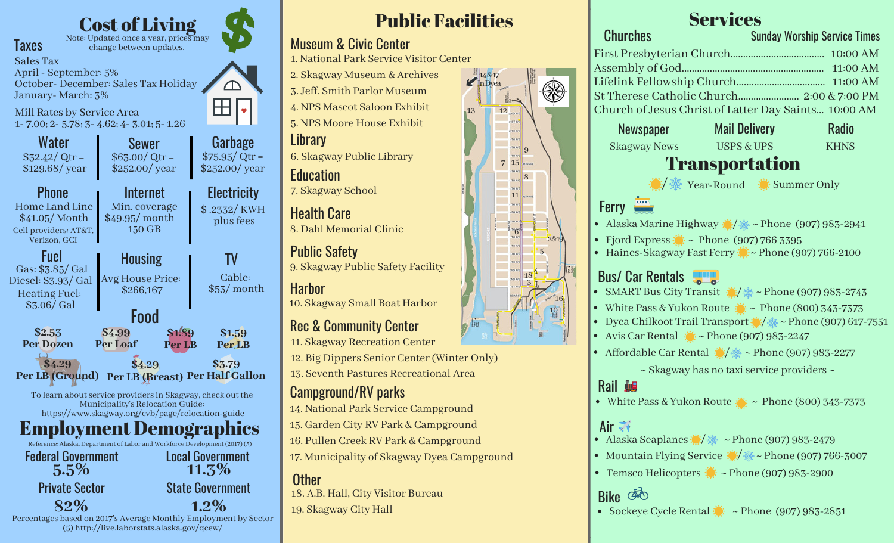# Cost of Living

Note: Updated once a year, prices may change between updates.

## Taxes

Sales Tax
April - September: 5%
October- December: Sales Tax Holiday
January- March: 3%

Mill Rates by Service Area
1- 7.00; 2- 5.78; 3- 4.62; 4- 3.01; 5- 1.26

| Water | Sewer | Garbage |
|---|---|---|
| $32.42/ Qtr = $129.68/ year | $63.00/ Qtr = $252.00/ year | $75.95/ Qtr = $252.00/ year |

| Phone | Internet | Electricity |
|---|---|---|
| Home Land Line $41.05/ Month. Cell providers: AT&T, Verizon, GCI | Min. coverage $49.95/ month = 150 GB | $ .2332/ KWH plus fees |

| Fuel | Housing | TV |
|---|---|---|
| Gas: $3.85/ Gal. Diesel: $3.93/ Gal. Heating Fuel: $3.06/ Gal | Avg House Price: $266,167 | Cable: $53/ month |

## Food

$2.53 Per Dozen
$4.99 Per Loaf
$1.89 Per LB
$1.59 Per LB
$4.29 Per LB (Ground)
$4.29 Per LB (Breast)
$3.79 Per Half Gallon

To learn about service providers in Skagway, check out the Municipality's Relocation Guide:
https://www.skagway.org/cvb/page/relocation-guide

# Employment Demographics

Reference: Alaska, Department of Labor and Workforce Development (2017) (5)

| Federal Government | Local Government |
|---|---|
| 5.5% | 11.3% |
| **Private Sector** | **State Government** |
| 82% | 1.2% |

Percentages based on 2017's Average Monthly Employment by Sector
(5) http://live.laborstats.alaska.gov/qcew/

# Public Facilities

## Museum & Civic Center

1. National Park Service Visitor Center
2. Skagway Museum & Archives
3. Jeff. Smith Parlor Museum
4. NPS Mascot Saloon Exhibit
5. NPS Moore House Exhibit

## Library

6. Skagway Public Library

## Education

7. Skagway School

## Health Care

8. Dahl Memorial Clinic

## Public Safety

9. Skagway Public Safety Facility

## Harbor

10. Skagway Small Boat Harbor

## Rec & Community Center

11. Skagway Recreation Center
12. Big Dippers Senior Center (Winter Only)
13. Seventh Pastures Recreational Area

## Campground/RV parks

14. National Park Service Campground
15. Garden City RV Park & Campground
16. Pullen Creek RV Park & Campground
17. Municipality of Skagway Dyea Campground

## Other

18. A.B. Hall, City Visitor Bureau
19. Skagway City Hall

# Services

## Churches

| Church | Sunday Worship Service Times |
|---|---|
| First Presbyterian Church | 10:00 AM |
| Assembly of God | 11:00 AM |
| Lifelink Fellowship Church | 11:00 AM |
| St Therese Catholic Church | 2:00 & 7:00 PM |
| Church of Jesus Christ of Latter Day Saints | 10:00 AM |

| Newspaper | Mail Delivery | Radio |
|---|---|---|
| Skagway News | USPS & UPS | KHNS |

# Transportation

Year-Round / Summer Only

## Ferry

- Alaska Marine Highway (Year-Round) ~ Phone (907) 983-2941
- Fjord Express (Summer Only) ~ Phone (907) 766 3395
- Haines-Skagway Fast Ferry (Summer Only) ~ Phone (907) 766-2100

## Bus/ Car Rentals

- SMART Bus City Transit (Year-Round) ~ Phone (907) 983-2743
- White Pass & Yukon Route (Summer Only) ~ Phone (800) 343-7373
- Dyea Chilkoot Trail Transport (Year-Round) ~ Phone (907) 617-7551
- Avis Car Rental (Summer Only) ~ Phone (907) 983-2247
- Affordable Car Rental (Year-Round) ~ Phone (907) 983-2277

~ Skagway has no taxi service providers ~

## Rail

- White Pass & Yukon Route (Summer Only) ~ Phone (800) 343-7373

## Air

- Alaska Seaplanes (Year-Round) ~ Phone (907) 983-2479
- Mountain Flying Service (Year-Round) ~ Phone (907) 766-3007
- Temsco Helicopters (Summer Only) ~ Phone (907) 983-2900

## Bike

- Sockeye Cycle Rental (Summer Only) ~ Phone (907) 983-2851